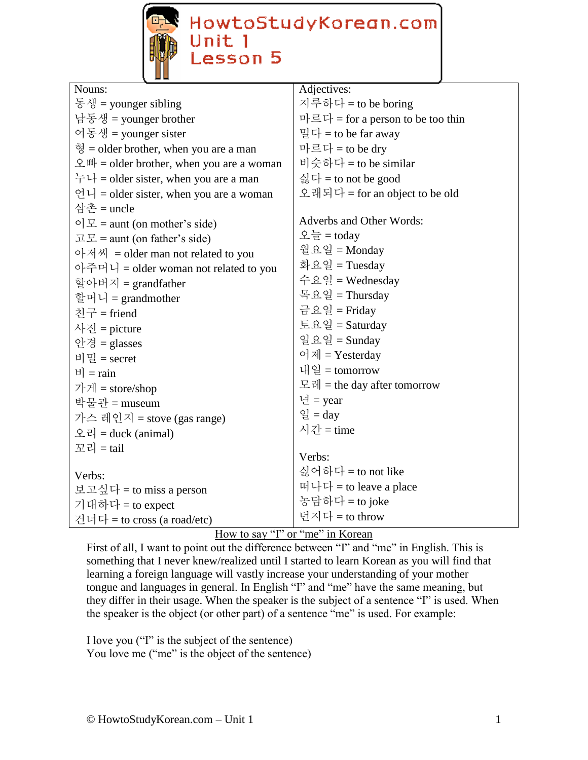# HowtoStudyKorean.com Unit 1 Lesson 5

| Nouns: | Adjectives: |
|---|---|
| 동생 = younger sibling | 지루하다 = to be boring |
| 남동생 = younger brother | 마르다 = for a person to be too thin |
| 여동생 = younger sister | 멀다 = to be far away |
| 형 = older brother, when you are a man | 마르다 = to be dry |
| 오빠 = older brother, when you are a woman | 비슷하다 = to be similar |
| 누나 = older sister, when you are a man | 싫다 = to not be good |
| 언니 = older sister, when you are a woman | 오래되다 = for an object to be old |
| 삼촌 = uncle | |
| 이모 = aunt (on mother's side) | Adverbs and Other Words: |
| 고모 = aunt (on father's side) | 오늘 = today |
| 아저씨 = older man not related to you | 월요일 = Monday |
| 아주머니 = older woman not related to you | 화요일 = Tuesday |
| 할아버지 = grandfather | 수요일 = Wednesday |
| 할머니 = grandmother | 목요일 = Thursday |
| 친구 = friend | 금요일 = Friday |
| 사진 = picture | 토요일 = Saturday |
| 안경 = glasses | 일요일 = Sunday |
| 비밀 = secret | 어제 = Yesterday |
| 비 = rain | 내일 = tomorrow |
| 가게 = store/shop | 모레 = the day after tomorrow |
| 박물관 = museum | 년 = year |
| 가스 레인지 = stove (gas range) | 일 = day |
| 오리 = duck (animal) | 시간 = time |
| 꼬리 = tail | |
| | Verbs: |
| Verbs: | 싫어하다 = to not like |
| 보고싶다 = to miss a person | 떠나다 = to leave a place |
| 기대하다 = to expect | 농담하다 = to joke |
| 건너다 = to cross (a road/etc) | 던지다 = to throw |

## How to say "I" or "me" in Korean

First of all, I want to point out the difference between "I" and "me" in English. This is something that I never knew/realized until I started to learn Korean as you will find that learning a foreign language will vastly increase your understanding of your mother tongue and languages in general. In English "I" and "me" have the same meaning, but they differ in their usage. When the speaker is the subject of a sentence "I" is used. When the speaker is the object (or other part) of a sentence "me" is used. For example:

I love you ("I" is the subject of the sentence)
You love me ("me" is the object of the sentence)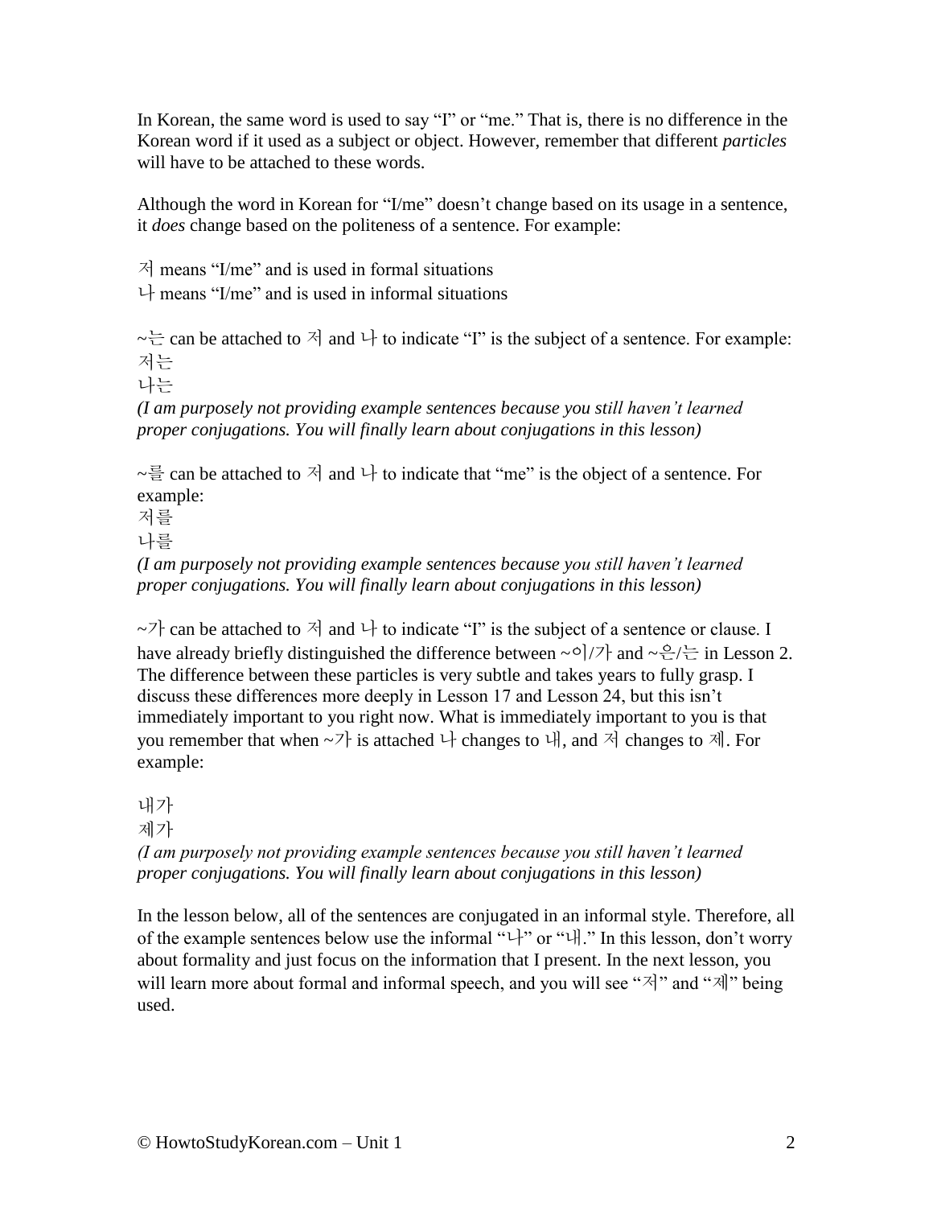In Korean, the same word is used to say "I" or "me." That is, there is no difference in the Korean word if it used as a subject or object. However, remember that different *particles* will have to be attached to these words.

Although the word in Korean for "I/me" doesn't change based on its usage in a sentence, it *does* change based on the politeness of a sentence. For example:

저 means "I/me" and is used in formal situations
나 means "I/me" and is used in informal situations

~는 can be attached to 저 and 나 to indicate "I" is the subject of a sentence. For example:
저는
나는
*(I am purposely not providing example sentences because you still haven't learned proper conjugations. You will finally learn about conjugations in this lesson)*

~를 can be attached to 저 and 나 to indicate that "me" is the object of a sentence. For example:
저를
나를
*(I am purposely not providing example sentences because you still haven't learned proper conjugations. You will finally learn about conjugations in this lesson)*

~가 can be attached to 저 and 나 to indicate "I" is the subject of a sentence or clause. I have already briefly distinguished the difference between ~이/가 and ~은/는 in Lesson 2. The difference between these particles is very subtle and takes years to fully grasp. I discuss these differences more deeply in Lesson 17 and Lesson 24, but this isn't immediately important to you right now. What is immediately important to you is that you remember that when ~가 is attached 나 changes to 내, and 저 changes to 제. For example:

내가
제가
*(I am purposely not providing example sentences because you still haven't learned proper conjugations. You will finally learn about conjugations in this lesson)*

In the lesson below, all of the sentences are conjugated in an informal style. Therefore, all of the example sentences below use the informal "나" or "내." In this lesson, don't worry about formality and just focus on the information that I present. In the next lesson, you will learn more about formal and informal speech, and you will see "저" and "제" being used.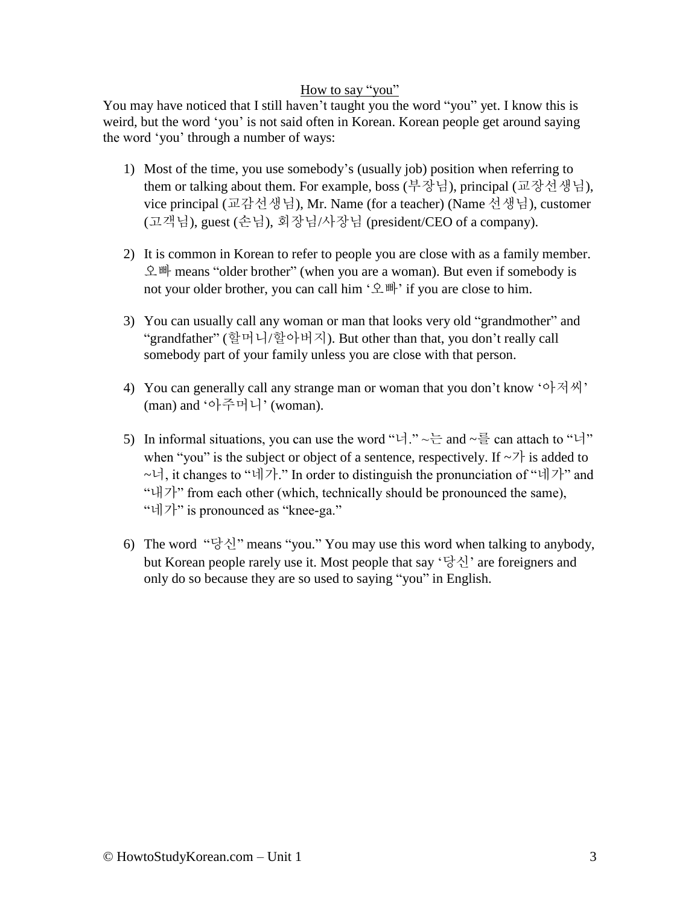## How to say "you"

You may have noticed that I still haven't taught you the word "you" yet. I know this is weird, but the word 'you' is not said often in Korean. Korean people get around saying the word 'you' through a number of ways:

1) Most of the time, you use somebody's (usually job) position when referring to them or talking about them. For example, boss (부장님), principal (교장선생님), vice principal (교감선생님), Mr. Name (for a teacher) (Name 선생님), customer (고객님), guest (손님), 회장님/사장님 (president/CEO of a company).

2) It is common in Korean to refer to people you are close with as a family member. 오빠 means "older brother" (when you are a woman). But even if somebody is not your older brother, you can call him '오빠' if you are close to him.

3) You can usually call any woman or man that looks very old "grandmother" and "grandfather" (할머니/할아버지). But other than that, you don't really call somebody part of your family unless you are close with that person.

4) You can generally call any strange man or woman that you don't know '아저씨' (man) and '아주머니' (woman).

5) In informal situations, you can use the word "너." ~는 and ~를 can attach to "너" when "you" is the subject or object of a sentence, respectively. If ~가 is added to ~너, it changes to "네가." In order to distinguish the pronunciation of "네가" and "내가" from each other (which, technically should be pronounced the same), "네가" is pronounced as "knee-ga."

6) The word "당신" means "you." You may use this word when talking to anybody, but Korean people rarely use it. Most people that say '당신' are foreigners and only do so because they are so used to saying "you" in English.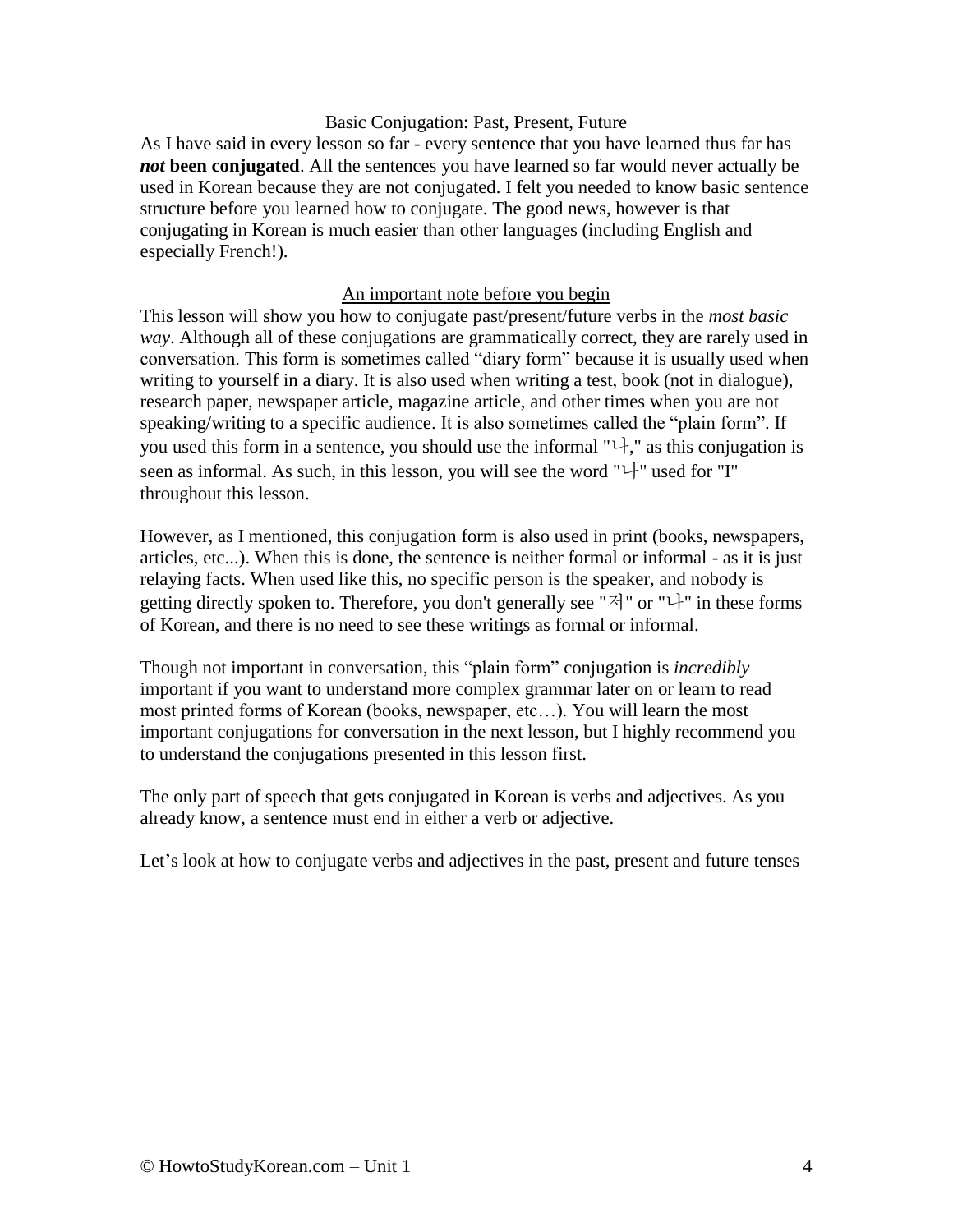## Basic Conjugation: Past, Present, Future

As I have said in every lesson so far - every sentence that you have learned thus far has ***not* been conjugated**. All the sentences you have learned so far would never actually be used in Korean because they are not conjugated. I felt you needed to know basic sentence structure before you learned how to conjugate. The good news, however is that conjugating in Korean is much easier than other languages (including English and especially French!).

## An important note before you begin

This lesson will show you how to conjugate past/present/future verbs in the *most basic way*. Although all of these conjugations are grammatically correct, they are rarely used in conversation. This form is sometimes called "diary form" because it is usually used when writing to yourself in a diary. It is also used when writing a test, book (not in dialogue), research paper, newspaper article, magazine article, and other times when you are not speaking/writing to a specific audience. It is also sometimes called the "plain form". If you used this form in a sentence, you should use the informal "나," as this conjugation is seen as informal. As such, in this lesson, you will see the word "나" used for "I" throughout this lesson.

However, as I mentioned, this conjugation form is also used in print (books, newspapers, articles, etc...). When this is done, the sentence is neither formal or informal - as it is just relaying facts. When used like this, no specific person is the speaker, and nobody is getting directly spoken to. Therefore, you don't generally see "저" or "나" in these forms of Korean, and there is no need to see these writings as formal or informal.

Though not important in conversation, this "plain form" conjugation is *incredibly* important if you want to understand more complex grammar later on or learn to read most printed forms of Korean (books, newspaper, etc…). You will learn the most important conjugations for conversation in the next lesson, but I highly recommend you to understand the conjugations presented in this lesson first.

The only part of speech that gets conjugated in Korean is verbs and adjectives. As you already know, a sentence must end in either a verb or adjective.

Let's look at how to conjugate verbs and adjectives in the past, present and future tenses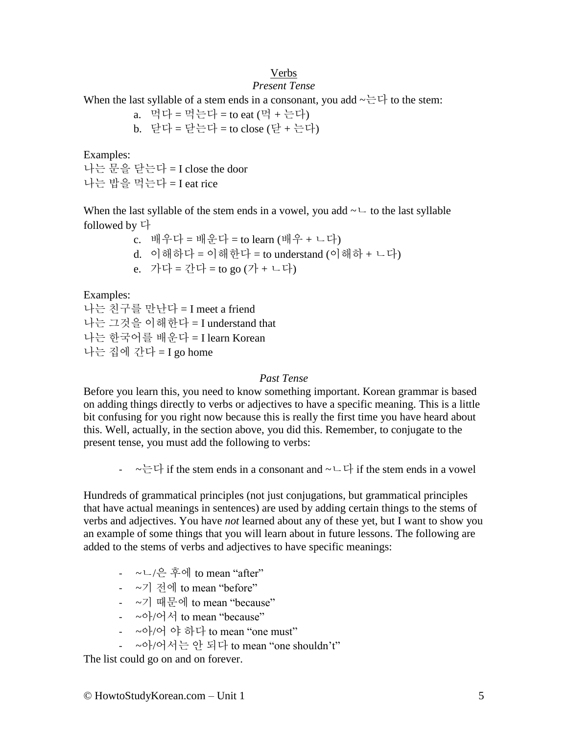## Verbs

### *Present Tense*

When the last syllable of a stem ends in a consonant, you add ~는다 to the stem:

a. 먹다 = 먹는다 = to eat (먹 + 는다)
b. 닫다 = 닫는다 = to close (닫 + 는다)

Examples:
나는 문을 닫는다 = I close the door
나는 밥을 먹는다 = I eat rice

When the last syllable of the stem ends in a vowel, you add ~ㄴ to the last syllable followed by 다

c. 배우다 = 배운다 = to learn (배우 + ㄴ다)
d. 이해하다 = 이해한다 = to understand (이해하 + ㄴ다)
e. 가다 = 간다 = to go (가 + ㄴ다)

Examples:
나는 친구를 만난다 = I meet a friend
나는 그것을 이해한다 = I understand that
나는 한국어를 배운다 = I learn Korean
나는 집에 간다 = I go home

### *Past Tense*

Before you learn this, you need to know something important. Korean grammar is based on adding things directly to verbs or adjectives to have a specific meaning. This is a little bit confusing for you right now because this is really the first time you have heard about this. Well, actually, in the section above, you did this. Remember, to conjugate to the present tense, you must add the following to verbs:

- ~는다 if the stem ends in a consonant and ~ㄴ다 if the stem ends in a vowel

Hundreds of grammatical principles (not just conjugations, but grammatical principles that have actual meanings in sentences) are used by adding certain things to the stems of verbs and adjectives. You have *not* learned about any of these yet, but I want to show you an example of some things that you will learn about in future lessons. The following are added to the stems of verbs and adjectives to have specific meanings:

- ~ㄴ/은 후에 to mean "after"
- ~기 전에 to mean "before"
- ~기 때문에 to mean "because"
- ~아/어서 to mean "because"
- ~아/어 야 하다 to mean "one must"
- ~아/어서는 안 되다 to mean "one shouldn't"

The list could go on and on forever.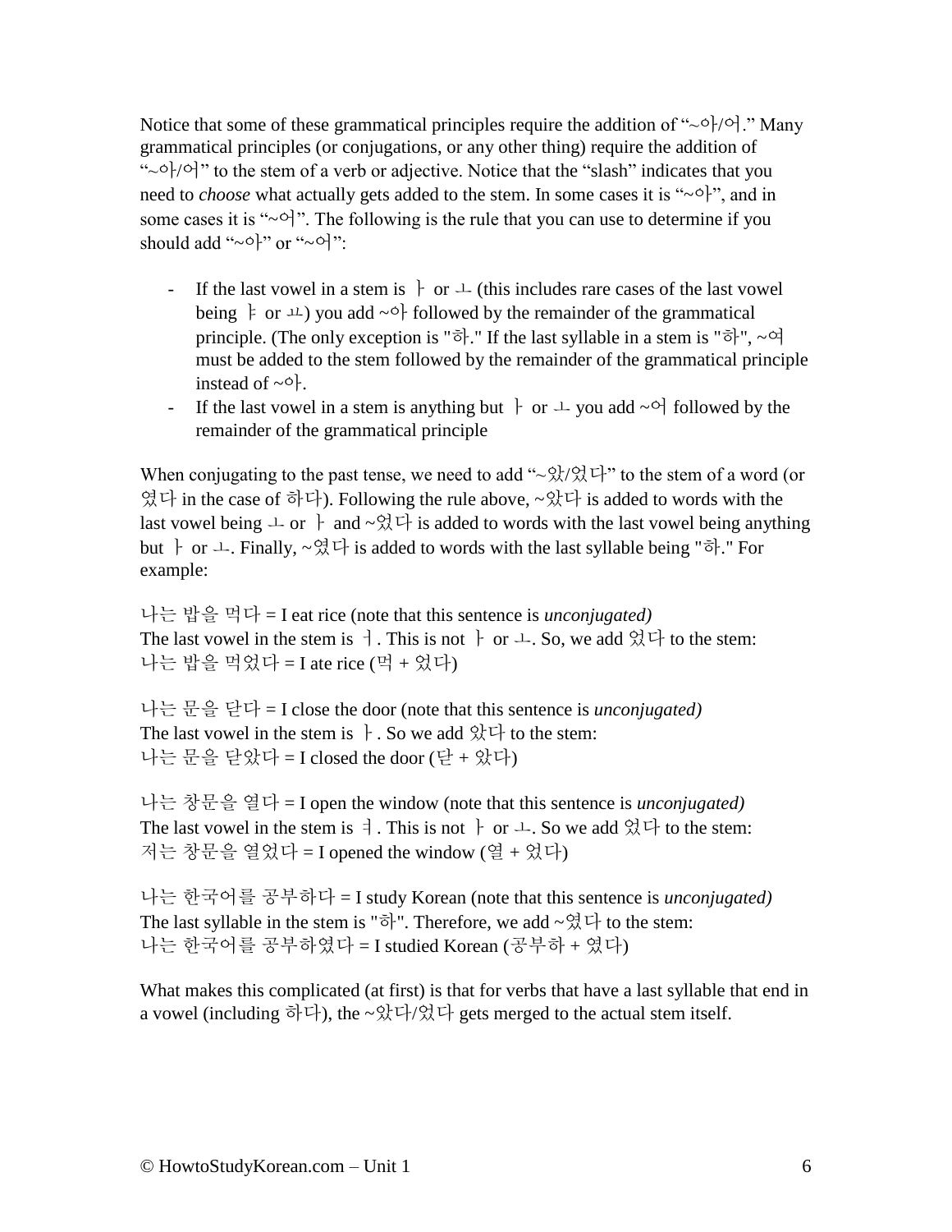Notice that some of these grammatical principles require the addition of "~아/어." Many grammatical principles (or conjugations, or any other thing) require the addition of "~아/어" to the stem of a verb or adjective. Notice that the "slash" indicates that you need to *choose* what actually gets added to the stem. In some cases it is "~아", and in some cases it is "~어". The following is the rule that you can use to determine if you should add "~아" or "~어":

- If the last vowel in a stem is ㅏ or ㅗ (this includes rare cases of the last vowel being ㅑ or ㅛ) you add ~아 followed by the remainder of the grammatical principle. (The only exception is "하." If the last syllable in a stem is "하", ~여 must be added to the stem followed by the remainder of the grammatical principle instead of ~아.
- If the last vowel in a stem is anything but ㅏ or ㅗ you add ~어 followed by the remainder of the grammatical principle

When conjugating to the past tense, we need to add "~았/었다" to the stem of a word (or 였다 in the case of 하다). Following the rule above, ~았다 is added to words with the last vowel being ㅗ or ㅏ and ~었다 is added to words with the last vowel being anything but ㅏ or ㅗ. Finally, ~였다 is added to words with the last syllable being "하." For example:

나는 밥을 먹다 = I eat rice (note that this sentence is *unconjugated)*
The last vowel in the stem is ㅓ. This is not ㅏ or ㅗ. So, we add 었다 to the stem:
나는 밥을 먹었다 = I ate rice (먹 + 었다)

나는 문을 닫다 = I close the door (note that this sentence is *unconjugated)*
The last vowel in the stem is ㅏ. So we add 았다 to the stem:
나는 문을 닫았다 = I closed the door (닫 + 았다)

나는 창문을 열다 = I open the window (note that this sentence is *unconjugated)*
The last vowel in the stem is ㅕ. This is not ㅏ or ㅗ. So we add 었다 to the stem:
저는 창문을 열었다 = I opened the window (열 + 었다)

나는 한국어를 공부하다 = I study Korean (note that this sentence is *unconjugated)*
The last syllable in the stem is "하". Therefore, we add ~였다 to the stem:
나는 한국어를 공부하였다 = I studied Korean (공부하 + 였다)

What makes this complicated (at first) is that for verbs that have a last syllable that end in a vowel (including 하다), the ~았다/었다 gets merged to the actual stem itself.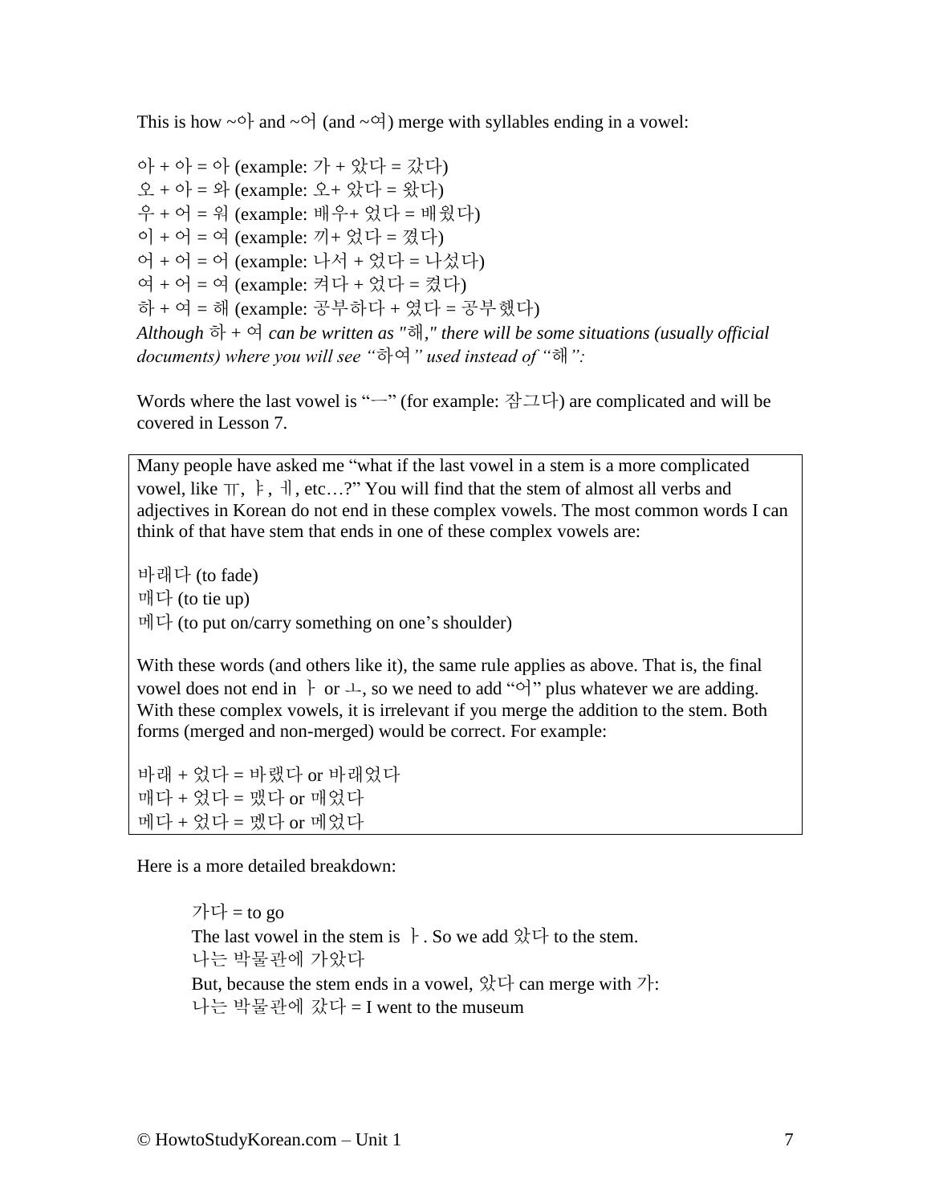This is how ~아 and ~어 (and ~여) merge with syllables ending in a vowel:

아 + 아 = 아 (example: 가 + 았다 = 갔다)
오 + 아 = 와 (example: 오+ 았다 = 왔다)
우 + 어 = 워 (example: 배우+ 었다 = 배웠다)
이 + 어 = 여 (example: 끼+ 었다 = 꼈다)
어 + 어 = 어 (example: 나서 + 었다 = 나섰다)
여 + 어 = 여 (example: 켜다 + 었다 = 켰다)
하 + 여 = 해 (example: 공부하다 + 였다 = 공부했다)
*Although 하 + 여 can be written as "해," there will be some situations (usually official documents) where you will see "하여" used instead of "해":*

Words where the last vowel is "ㅡ" (for example: 잠그다) are complicated and will be covered in Lesson 7.

> Many people have asked me "what if the last vowel in a stem is a more complicated vowel, like ㅠ, ㅑ, ㅔ, etc…?" You will find that the stem of almost all verbs and adjectives in Korean do not end in these complex vowels. The most common words I can think of that have stem that ends in one of these complex vowels are:
>
> 바래다 (to fade)
> 매다 (to tie up)
> 메다 (to put on/carry something on one's shoulder)
>
> With these words (and others like it), the same rule applies as above. That is, the final vowel does not end in ㅏ or ㅗ, so we need to add "어" plus whatever we are adding. With these complex vowels, it is irrelevant if you merge the addition to the stem. Both forms (merged and non-merged) would be correct. For example:
>
> 바래 + 었다 = 바랬다 or 바래었다
> 매다 + 었다 = 맸다 or 매었다
> 메다 + 었다 = 멨다 or 메었다

Here is a more detailed breakdown:

> 가다 = to go
> The last vowel in the stem is ㅏ. So we add 았다 to the stem.
> 나는 박물관에 가았다
> But, because the stem ends in a vowel, 았다 can merge with 가:
> 나는 박물관에 갔다 = I went to the museum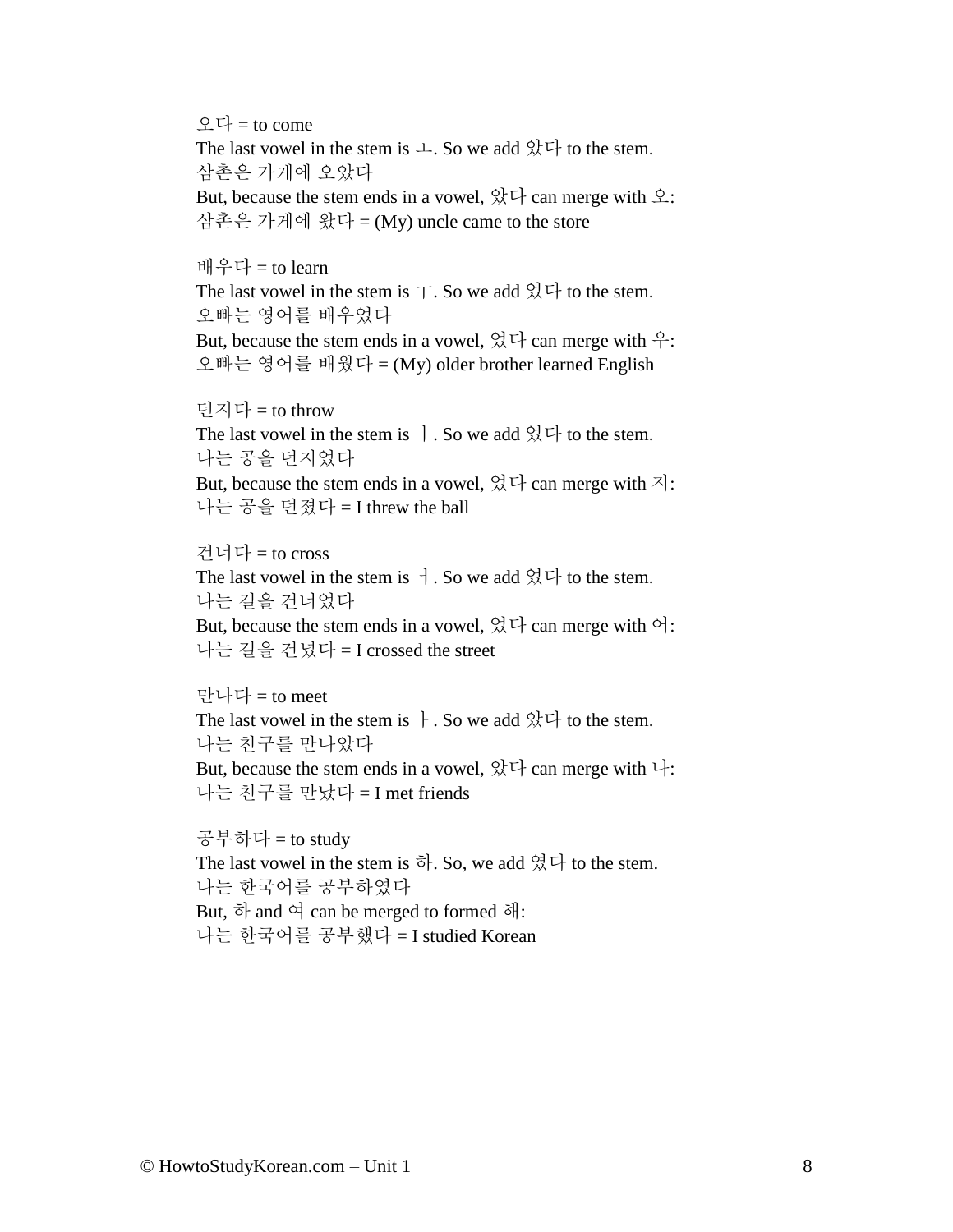오다 = to come
The last vowel in the stem is ㅗ. So we add 았다 to the stem.
삼촌은 가게에 오았다
But, because the stem ends in a vowel, 았다 can merge with 오:
삼촌은 가게에 왔다 = (My) uncle came to the store

배우다 = to learn
The last vowel in the stem is ㅜ. So we add 었다 to the stem.
오빠는 영어를 배우었다
But, because the stem ends in a vowel, 었다 can merge with 우:
오빠는 영어를 배웠다 = (My) older brother learned English

던지다 = to throw
The last vowel in the stem is ㅣ. So we add 었다 to the stem.
나는 공을 던지었다
But, because the stem ends in a vowel, 었다 can merge with 지:
나는 공을 던졌다 = I threw the ball

건너다 = to cross
The last vowel in the stem is ㅓ. So we add 었다 to the stem.
나는 길을 건너었다
But, because the stem ends in a vowel, 었다 can merge with 어:
나는 길을 건넜다 = I crossed the street

만나다 = to meet
The last vowel in the stem is ㅏ. So we add 았다 to the stem.
나는 친구를 만나았다
But, because the stem ends in a vowel, 았다 can merge with 나:
나는 친구를 만났다 = I met friends

공부하다 = to study
The last vowel in the stem is 하. So, we add 였다 to the stem.
나는 한국어를 공부하였다
But, 하 and 여 can be merged to formed 해:
나는 한국어를 공부했다 = I studied Korean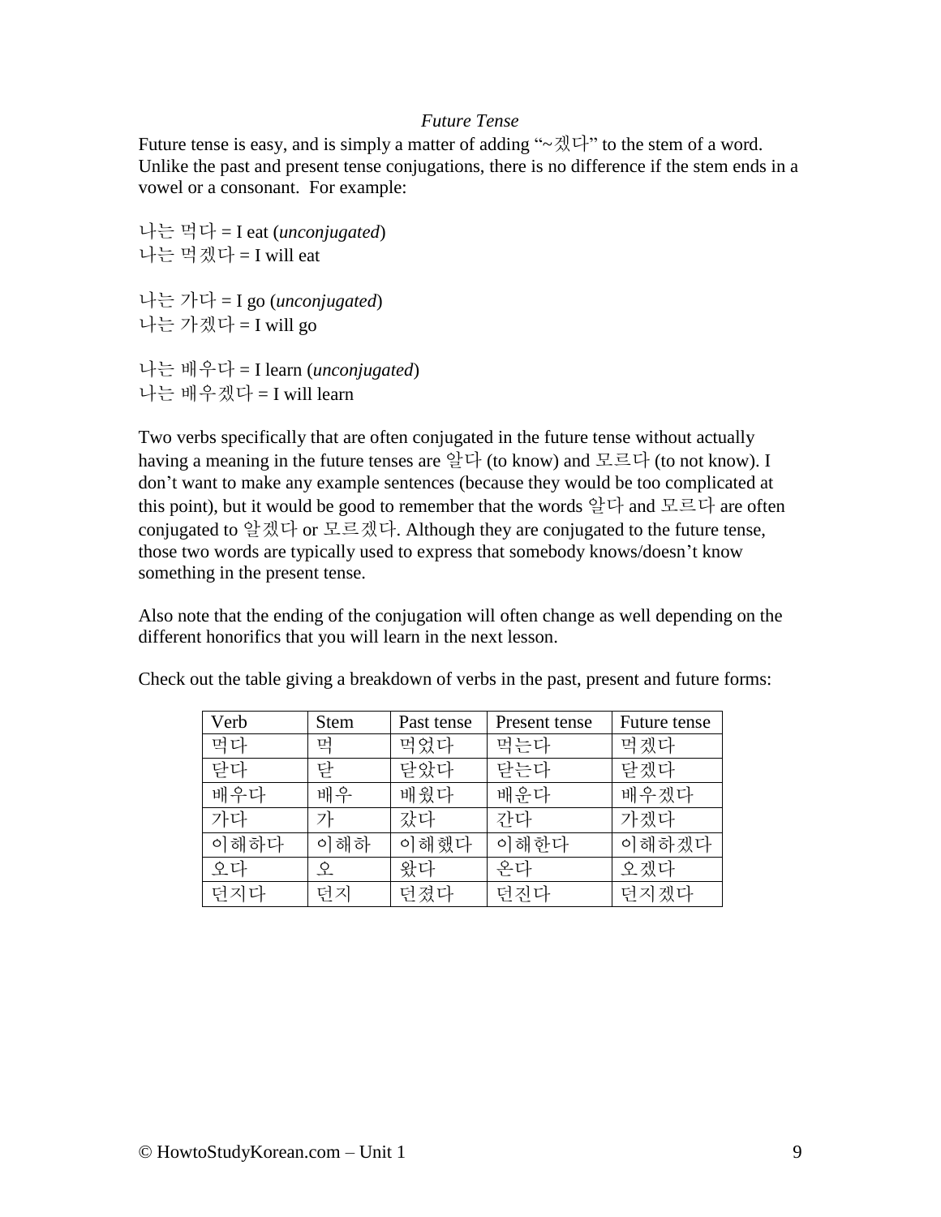*Future Tense*

Future tense is easy, and is simply a matter of adding "~겠다" to the stem of a word. Unlike the past and present tense conjugations, there is no difference if the stem ends in a vowel or a consonant. For example:

나는 먹다 = I eat (*unconjugated*)
나는 먹겠다 = I will eat

나는 가다 = I go (*unconjugated*)
나는 가겠다 = I will go

나는 배우다 = I learn (*unconjugated*)
나는 배우겠다 = I will learn

Two verbs specifically that are often conjugated in the future tense without actually having a meaning in the future tenses are 알다 (to know) and 모르다 (to not know). I don't want to make any example sentences (because they would be too complicated at this point), but it would be good to remember that the words 알다 and 모르다 are often conjugated to 알겠다 or 모르겠다. Although they are conjugated to the future tense, those two words are typically used to express that somebody knows/doesn't know something in the present tense.

Also note that the ending of the conjugation will often change as well depending on the different honorifics that you will learn in the next lesson.

Check out the table giving a breakdown of verbs in the past, present and future forms:

| Verb | Stem | Past tense | Present tense | Future tense |
|---|---|---|---|---|
| 먹다 | 먹 | 먹었다 | 먹는다 | 먹겠다 |
| 닫다 | 닫 | 닫았다 | 닫는다 | 닫겠다 |
| 배우다 | 배우 | 배웠다 | 배운다 | 배우겠다 |
| 가다 | 가 | 갔다 | 간다 | 가겠다 |
| 이해하다 | 이해하 | 이해했다 | 이해한다 | 이해하겠다 |
| 오다 | 오 | 왔다 | 온다 | 오겠다 |
| 던지다 | 던지 | 던졌다 | 던진다 | 던지겠다 |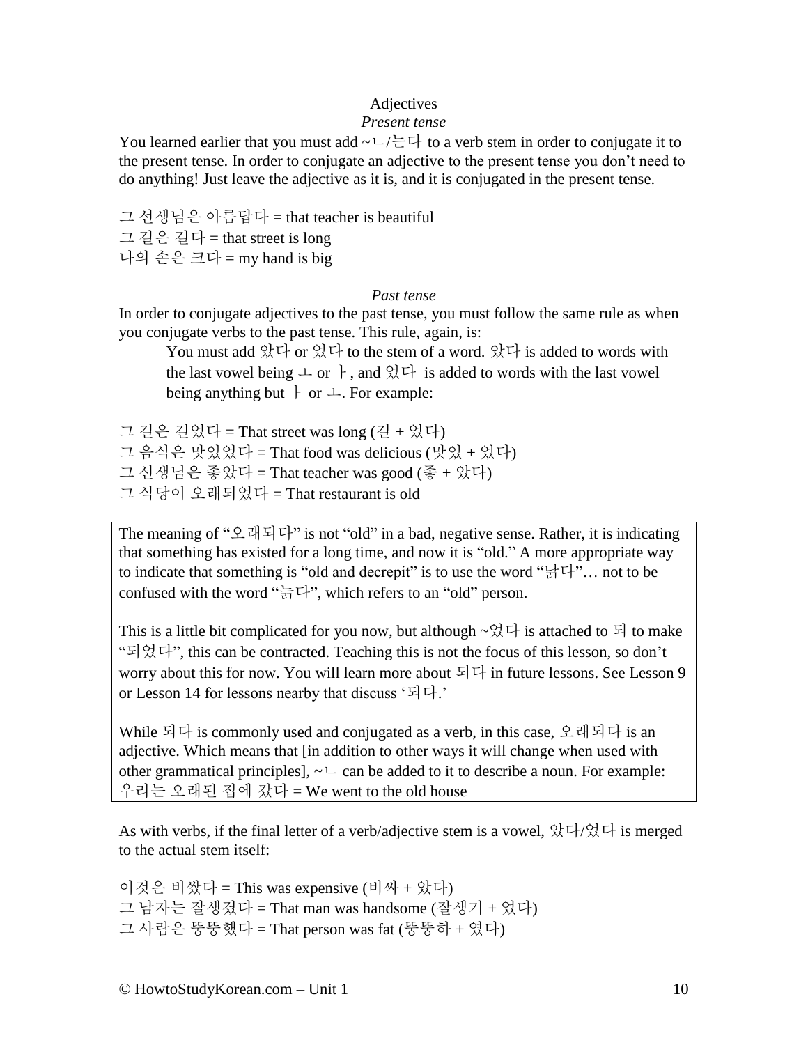## Adjectives

### *Present tense*

You learned earlier that you must add ~ㄴ/는다 to a verb stem in order to conjugate it to the present tense. In order to conjugate an adjective to the present tense you don't need to do anything! Just leave the adjective as it is, and it is conjugated in the present tense.

그 선생님은 아름답다 = that teacher is beautiful
그 길은 길다 = that street is long
나의 손은 크다 = my hand is big

### *Past tense*

In order to conjugate adjectives to the past tense, you must follow the same rule as when you conjugate verbs to the past tense. This rule, again, is:

> You must add 았다 or 었다 to the stem of a word. 았다 is added to words with the last vowel being ㅗ or ㅏ, and 었다 is added to words with the last vowel being anything but ㅏ or ㅗ. For example:

그 길은 길었다 = That street was long (길 + 었다)
그 음식은 맛있었다 = That food was delicious (맛있 + 었다)
그 선생님은 좋았다 = That teacher was good (좋 + 았다)
그 식당이 오래되었다 = That restaurant is old

> The meaning of "오래되다" is not "old" in a bad, negative sense. Rather, it is indicating that something has existed for a long time, and now it is "old." A more appropriate way to indicate that something is "old and decrepit" is to use the word "낡다"… not to be confused with the word "늙다", which refers to an "old" person.
>
> This is a little bit complicated for you now, but although ~었다 is attached to 되 to make "되었다", this can be contracted. Teaching this is not the focus of this lesson, so don't worry about this for now. You will learn more about 되다 in future lessons. See Lesson 9 or Lesson 14 for lessons nearby that discuss '되다.'
>
> While 되다 is commonly used and conjugated as a verb, in this case, 오래되다 is an adjective. Which means that [in addition to other ways it will change when used with other grammatical principles], ~ㄴ can be added to it to describe a noun. For example:
> 우리는 오래된 집에 갔다 = We went to the old house

As with verbs, if the final letter of a verb/adjective stem is a vowel, 았다/었다 is merged to the actual stem itself:

이것은 비쌌다 = This was expensive (비싸 + 았다)
그 남자는 잘생겼다 = That man was handsome (잘생기 + 었다)
그 사람은 뚱뚱했다 = That person was fat (뚱뚱하 + 였다)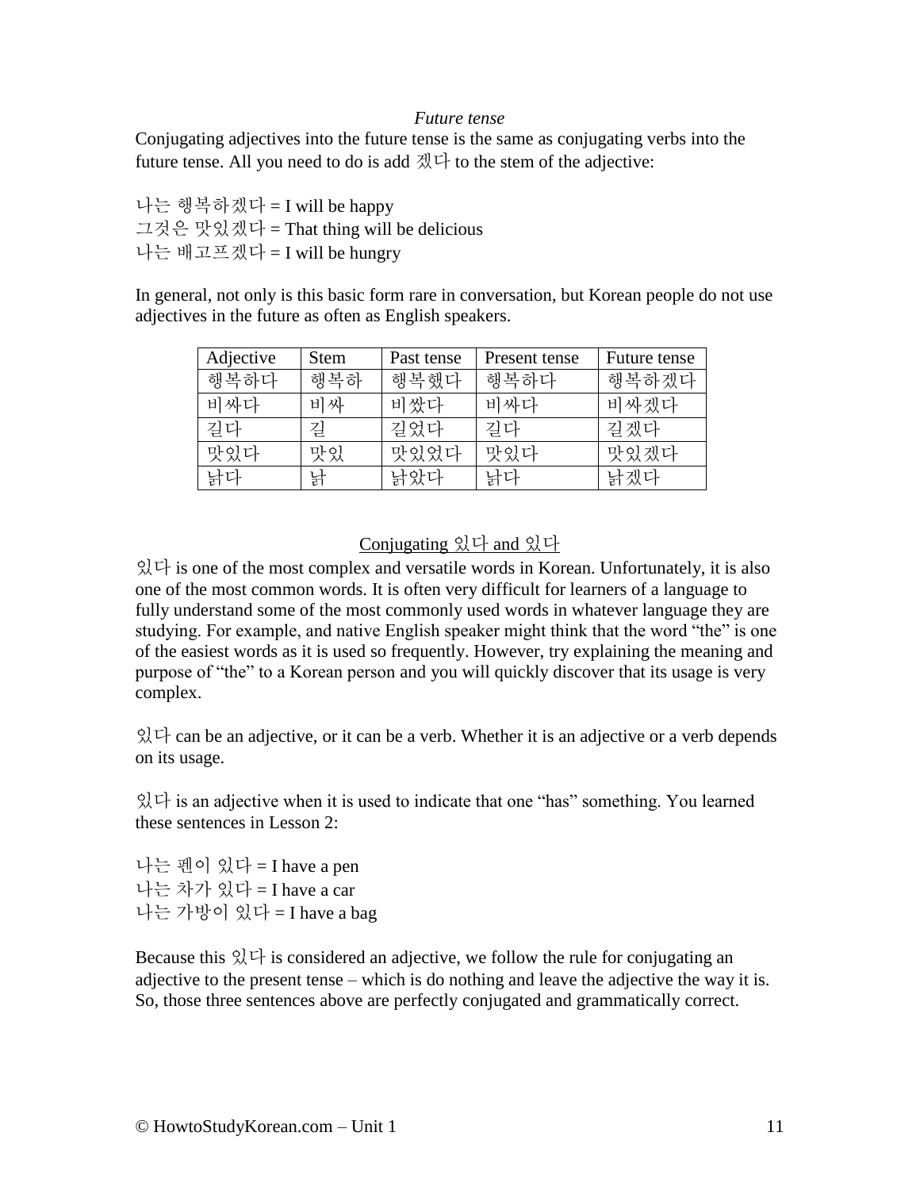*Future tense*

Conjugating adjectives into the future tense is the same as conjugating verbs into the future tense. All you need to do is add 겠다 to the stem of the adjective:

나는 행복하겠다 = I will be happy
그것은 맛있겠다 = That thing will be delicious
나는 배고프겠다 = I will be hungry

In general, not only is this basic form rare in conversation, but Korean people do not use adjectives in the future as often as English speakers.

| Adjective | Stem | Past tense | Present tense | Future tense |
|---|---|---|---|---|
| 행복하다 | 행복하 | 행복했다 | 행복하다 | 행복하겠다 |
| 비싸다 | 비싸 | 비쌌다 | 비싸다 | 비싸겠다 |
| 길다 | 길 | 길었다 | 길다 | 길겠다 |
| 맛있다 | 맛있 | 맛있었다 | 맛있다 | 맛있겠다 |
| 낡다 | 낡 | 낡았다 | 낡다 | 낡겠다 |

## Conjugating 있다 and 있다

있다 is one of the most complex and versatile words in Korean. Unfortunately, it is also one of the most common words. It is often very difficult for learners of a language to fully understand some of the most commonly used words in whatever language they are studying. For example, and native English speaker might think that the word "the" is one of the easiest words as it is used so frequently. However, try explaining the meaning and purpose of "the" to a Korean person and you will quickly discover that its usage is very complex.

있다 can be an adjective, or it can be a verb. Whether it is an adjective or a verb depends on its usage.

있다 is an adjective when it is used to indicate that one "has" something. You learned these sentences in Lesson 2:

나는 펜이 있다 = I have a pen
나는 차가 있다 = I have a car
나는 가방이 있다 = I have a bag

Because this 있다 is considered an adjective, we follow the rule for conjugating an adjective to the present tense – which is do nothing and leave the adjective the way it is. So, those three sentences above are perfectly conjugated and grammatically correct.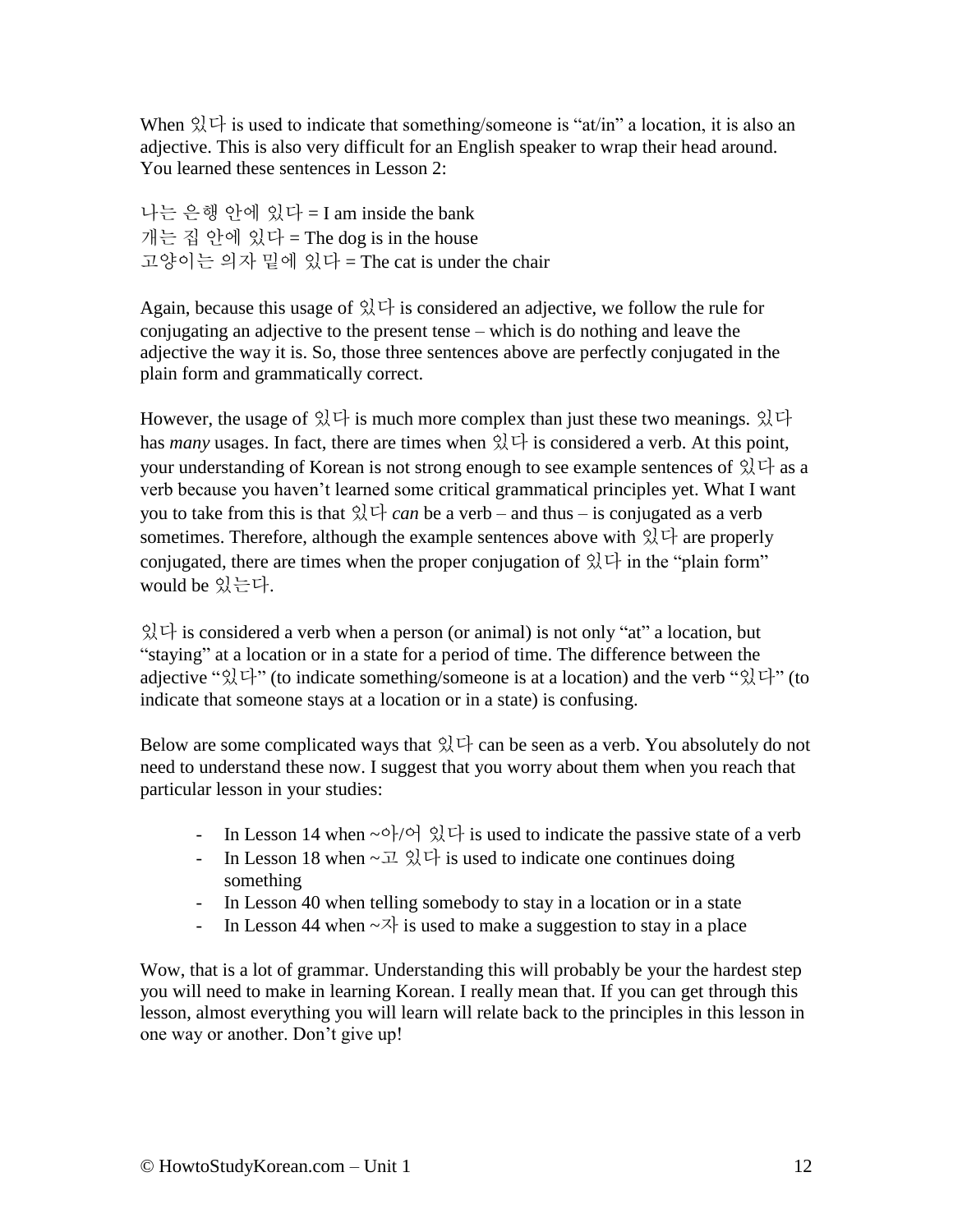When 있다 is used to indicate that something/someone is "at/in" a location, it is also an adjective. This is also very difficult for an English speaker to wrap their head around. You learned these sentences in Lesson 2:

나는 은행 안에 있다 = I am inside the bank
개는 집 안에 있다 = The dog is in the house
고양이는 의자 밑에 있다 = The cat is under the chair

Again, because this usage of 있다 is considered an adjective, we follow the rule for conjugating an adjective to the present tense – which is do nothing and leave the adjective the way it is. So, those three sentences above are perfectly conjugated in the plain form and grammatically correct.

However, the usage of 있다 is much more complex than just these two meanings. 있다 has *many* usages. In fact, there are times when 있다 is considered a verb. At this point, your understanding of Korean is not strong enough to see example sentences of 있다 as a verb because you haven't learned some critical grammatical principles yet. What I want you to take from this is that 있다 *can* be a verb – and thus – is conjugated as a verb sometimes. Therefore, although the example sentences above with 있다 are properly conjugated, there are times when the proper conjugation of 있다 in the "plain form" would be 있는다.

있다 is considered a verb when a person (or animal) is not only "at" a location, but "staying" at a location or in a state for a period of time. The difference between the adjective "있다" (to indicate something/someone is at a location) and the verb "있다" (to indicate that someone stays at a location or in a state) is confusing.

Below are some complicated ways that 있다 can be seen as a verb. You absolutely do not need to understand these now. I suggest that you worry about them when you reach that particular lesson in your studies:

- In Lesson 14 when ~아/어 있다 is used to indicate the passive state of a verb
- In Lesson 18 when ~고 있다 is used to indicate one continues doing something
- In Lesson 40 when telling somebody to stay in a location or in a state
- In Lesson 44 when ~자 is used to make a suggestion to stay in a place

Wow, that is a lot of grammar. Understanding this will probably be your the hardest step you will need to make in learning Korean. I really mean that. If you can get through this lesson, almost everything you will learn will relate back to the principles in this lesson in one way or another. Don't give up!